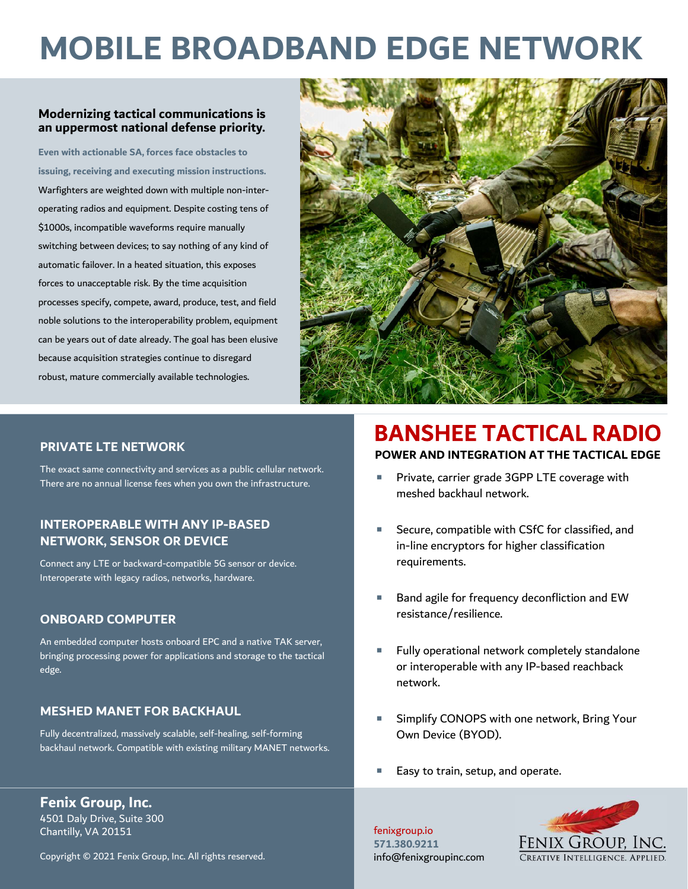# MOBILE BROADBAND EDGE NETWORK

**Modernizing tactical communications is an uppermost national defense priority.**

**Even with actionable SA, forces face obstacles to issuing, receiving and executing mission instructions.** Warfighters are weighted down with multiple non-inter-operating radios and equipment. Despite costing tens of $1000s, incompatible waveforms require manually switching between devices; to say nothing of any kind of automatic failover. In a heated situation, this exposes forces to unacceptable risk. By the time acquisition processes specify, compete, award, produce, test, and field noble solutions to the interoperability problem, equipment can be years out of date already. The goal has been elusive because acquisition strategies continue to disregard robust, mature commercially available technologies.

### PRIVATE LTE NETWORK

The exact same connectivity and services as a public cellular network. There are no annual license fees when you own the infrastructure.

### INTEROPERABLE WITH ANY IP-BASED NETWORK, SENSOR OR DEVICE

Connect any LTE or backward-compatible 5G sensor or device. Interoperate with legacy radios, networks, hardware.

### ONBOARD COMPUTER

An embedded computer hosts onboard EPC and a native TAK server, bringing processing power for applications and storage to the tactical edge.

### MESHED MANET FOR BACKHAUL

Fully decentralized, massively scalable, self-healing, self-forming backhaul network. Compatible with existing military MANET networks.

## BANSHEE TACTICAL RADIO

**POWER AND INTEGRATION AT THE TACTICAL EDGE**

- Private, carrier grade 3GPP LTE coverage with meshed backhaul network.
- Secure, compatible with CSfC for classified, and in-line encryptors for higher classification requirements.
- Band agile for frequency deconfliction and EW resistance/resilience.
- Fully operational network completely standalone or interoperable with any IP-based reachback network.
- Simplify CONOPS with one network, Bring Your Own Device (BYOD).
- Easy to train, setup, and operate.

**Fenix Group, Inc.**
4501 Daly Drive, Suite 300
Chantilly, VA 20151

Copyright © 2021 Fenix Group, Inc. All rights reserved.

fenixgroup.io
**571.380.9211**
info@fenixgroupinc.com

FENIX GROUP, INC.
CREATIVE INTELLIGENCE. APPLIED.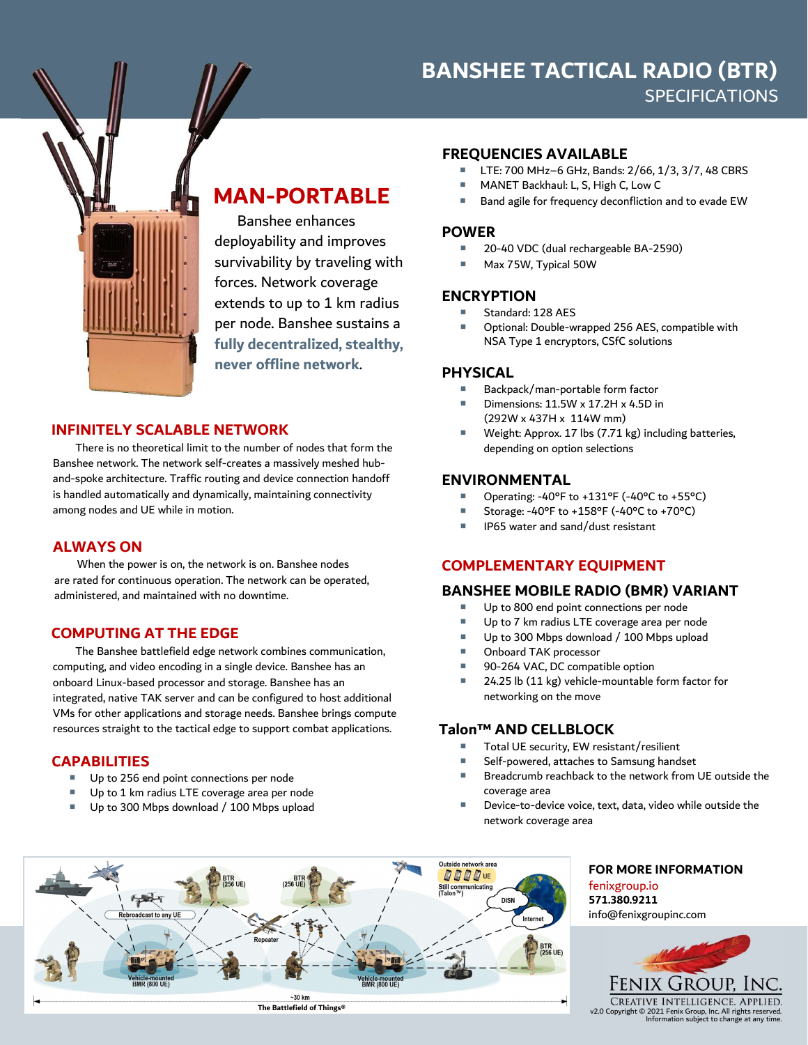# BANSHEE TACTICAL RADIO (BTR)
SPECIFICATIONS

## MAN-PORTABLE

Banshee enhances deployability and improves survivability by traveling with forces. Network coverage extends to up to 1 km radius per node. Banshee sustains a **fully decentralized, stealthy, never offline network**.

## INFINITELY SCALABLE NETWORK

There is no theoretical limit to the number of nodes that form the Banshee network. The network self-creates a massively meshed hub-and-spoke architecture. Traffic routing and device connection handoff is handled automatically and dynamically, maintaining connectivity among nodes and UE while in motion.

## ALWAYS ON

When the power is on, the network is on. Banshee nodes are rated for continuous operation. The network can be operated, administered, and maintained with no downtime.

## COMPUTING AT THE EDGE

The Banshee battlefield edge network combines communication, computing, and video encoding in a single device. Banshee has an onboard Linux-based processor and storage. Banshee has an integrated, native TAK server and can be configured to host additional VMs for other applications and storage needs. Banshee brings compute resources straight to the tactical edge to support combat applications.

## CAPABILITIES

- Up to 256 end point connections per node
- Up to 1 km radius LTE coverage area per node
- Up to 300 Mbps download / 100 Mbps upload

## FREQUENCIES AVAILABLE

- LTE: 700 MHz–6 GHz, Bands: 2/66, 1/3, 3/7, 48 CBRS
- MANET Backhaul: L, S, High C, Low C
- Band agile for frequency deconfliction and to evade EW

## POWER

- 20-40 VDC (dual rechargeable BA-2590)
- Max 75W, Typical 50W

## ENCRYPTION

- Standard: 128 AES
- Optional: Double-wrapped 256 AES, compatible with NSA Type 1 encryptors, CSfC solutions

## PHYSICAL

- Backpack/man-portable form factor
- Dimensions: 11.5W x 17.2H x 4.5D in (292W x 437H x 114W mm)
- Weight: Approx. 17 lbs (7.71 kg) including batteries, depending on option selections

## ENVIRONMENTAL

- Operating: -40°F to +131°F (-40°C to +55°C)
- Storage: -40°F to +158°F (-40°C to +70°C)
- IP65 water and sand/dust resistant

## COMPLEMENTARY EQUIPMENT

### BANSHEE MOBILE RADIO (BMR) VARIANT

- Up to 800 end point connections per node
- Up to 7 km radius LTE coverage area per node
- Up to 300 Mbps download / 100 Mbps upload
- Onboard TAK processor
- 90-264 VAC, DC compatible option
- 24.25 lb (11 kg) vehicle-mountable form factor for networking on the move

### Talon™ AND CELLBLOCK

- Total UE security, EW resistant/resilient
- Self-powered, attaches to Samsung handset
- Breadcrumb reachback to the network from UE outside the coverage area
- Device-to-device voice, text, data, video while outside the network coverage area

BTR (256 UE)
BTR (256 UE)
Outside network area
UE
Still communicating (Talon™)
DISN
Internet
Rebroadcast to any UE
Repeater
BTR (256 UE)
Vehicle-mounted BMR (800 UE)
Vehicle-mounted BMR (800 UE)
~30 km
The Battlefield of Things®

**FOR MORE INFORMATION**
fenixgroup.io
**571.380.9211**
info@fenixgroupinc.com

FENIX GROUP, INC.
CREATIVE INTELLIGENCE. APPLIED.
v2.0 Copyright © 2021 Fenix Group, Inc. All rights reserved.
Information subject to change at any time.